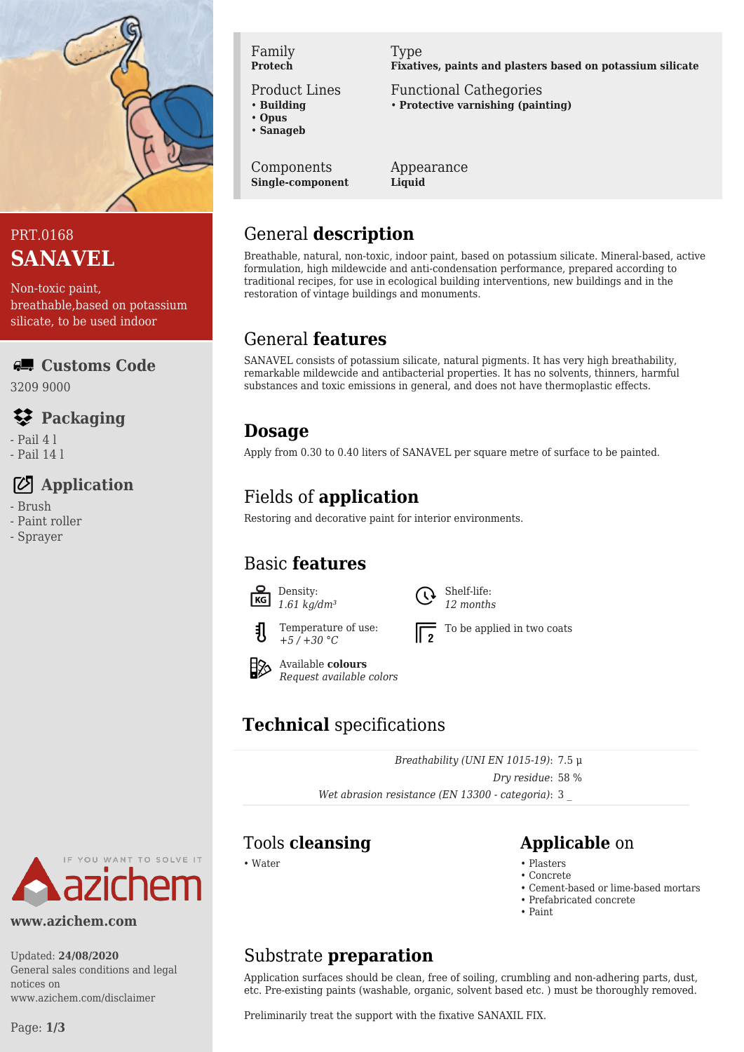PRT.0168

# SANAVEL

Non-toxic paint, breathable,based on potassium silicate, to be used indoor

| Family | Type |
|---|---|
| **Protech** | **Fixatives, paints and plasters based on potassium silicate** |

| Product Lines | Functional Cathegories |
|---|---|
| • **Building**<br>• **Opus**<br>• **Sanageb** | • **Protective varnishing (painting)** |

| Components | Appearance |
|---|---|
| **Single-component** | **Liquid** |

### Customs Code

3209 9000

### Packaging

- Pail 4 l
- Pail 14 l

### Application

- Brush
- Paint roller
- Sprayer

## General **description**

Breathable, natural, non-toxic, indoor paint, based on potassium silicate. Mineral-based, active formulation, high mildewcide and anti-condensation performance, prepared according to traditional recipes, for use in ecological building interventions, new buildings and in the restoration of vintage buildings and monuments.

## General **features**

SANAVEL consists of potassium silicate, natural pigments. It has very high breathability, remarkable mildewcide and antibacterial properties. It has no solvents, thinners, harmful substances and toxic emissions in general, and does not have thermoplastic effects.

## **Dosage**

Apply from 0.30 to 0.40 liters of SANAVEL per square metre of surface to be painted.

## Fields of **application**

Restoring and decorative paint for interior environments.

## Basic **features**

- Density: *1.61 kg/dm³*
- Shelf-life: *12 months*
- Temperature of use: *+5 / +30 °C*
- To be applied in two coats
- Available **colours**: *Request available colors*

## **Technical** specifications

| | |
|---|---|
| *Breathability (UNI EN 1015-19)*: | 7.5 µ |
| *Dry residue*: | 58 % |
| *Wet abrasion resistance (EN 13300 - categoria)*: | 3 _ |

## Tools **cleansing**

- Water

## **Applicable** on

- Plasters
- Concrete
- Cement-based or lime-based mortars
- Prefabricated concrete
- Paint

## Substrate **preparation**

Application surfaces should be clean, free of soiling, crumbling and non-adhering parts, dust, etc. Pre-existing paints (washable, organic, solvent based etc. ) must be thoroughly removed.

Preliminarily treat the support with the fixative SANAXIL FIX.

IF YOU WANT TO SOLVE IT azichem

**www.azichem.com**

Updated: **24/08/2020**
General sales conditions and legal notices on www.azichem.com/disclaimer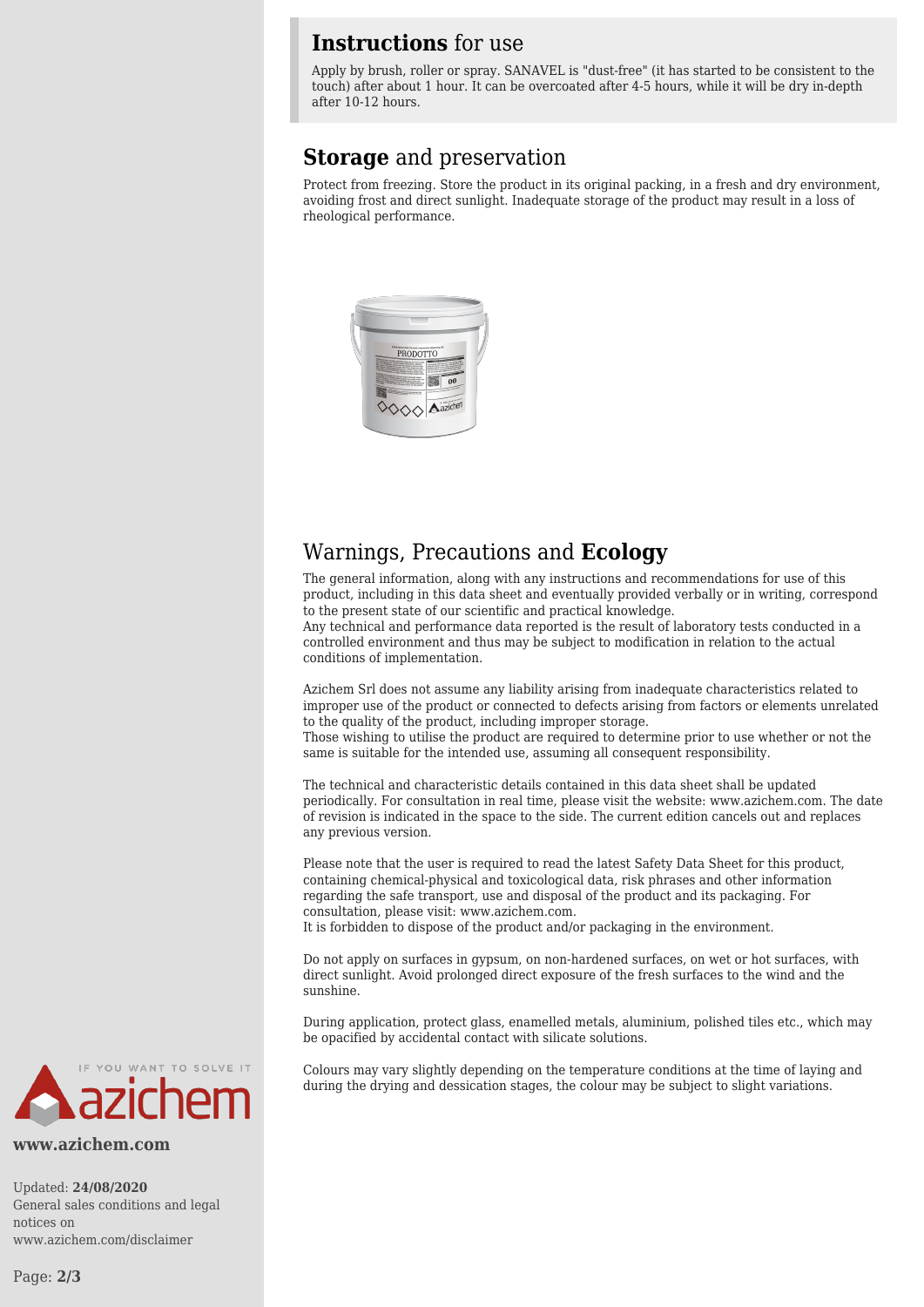## **Instructions** for use

Apply by brush, roller or spray. SANAVEL is "dust-free" (it has started to be consistent to the touch) after about 1 hour. It can be overcoated after 4-5 hours, while it will be dry in-depth after 10-12 hours.

## **Storage** and preservation

Protect from freezing. Store the product in its original packing, in a fresh and dry environment, avoiding frost and direct sunlight. Inadequate storage of the product may result in a loss of rheological performance.

## Warnings, Precautions and **Ecology**

The general information, along with any instructions and recommendations for use of this product, including in this data sheet and eventually provided verbally or in writing, correspond to the present state of our scientific and practical knowledge.
Any technical and performance data reported is the result of laboratory tests conducted in a controlled environment and thus may be subject to modification in relation to the actual conditions of implementation.

Azichem Srl does not assume any liability arising from inadequate characteristics related to improper use of the product or connected to defects arising from factors or elements unrelated to the quality of the product, including improper storage.
Those wishing to utilise the product are required to determine prior to use whether or not the same is suitable for the intended use, assuming all consequent responsibility.

The technical and characteristic details contained in this data sheet shall be updated periodically. For consultation in real time, please visit the website: www.azichem.com. The date of revision is indicated in the space to the side. The current edition cancels out and replaces any previous version.

Please note that the user is required to read the latest Safety Data Sheet for this product, containing chemical-physical and toxicological data, risk phrases and other information regarding the safe transport, use and disposal of the product and its packaging. For consultation, please visit: www.azichem.com.
It is forbidden to dispose of the product and/or packaging in the environment.

Do not apply on surfaces in gypsum, on non-hardened surfaces, on wet or hot surfaces, with direct sunlight. Avoid prolonged direct exposure of the fresh surfaces to the wind and the sunshine.

During application, protect glass, enamelled metals, aluminium, polished tiles etc., which may be opacified by accidental contact with silicate solutions.

Colours may vary slightly depending on the temperature conditions at the time of laying and during the drying and dessication stages, the colour may be subject to slight variations.

IF YOU WANT TO SOLVE IT
azichem

**www.azichem.com**

Updated: **24/08/2020**
General sales conditions and legal notices on www.azichem.com/disclaimer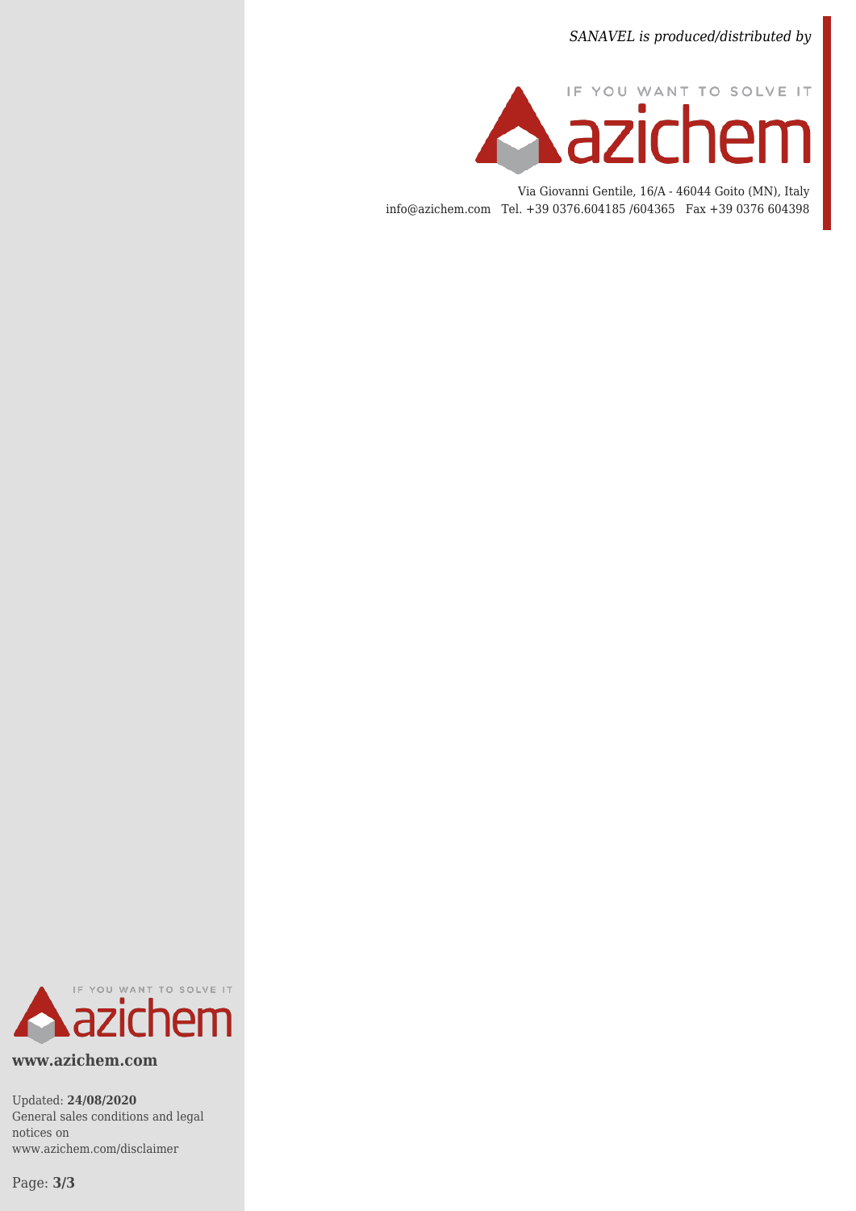*SANAVEL is produced/distributed by*

IF YOU WANT TO SOLVE IT

azichem

Via Giovanni Gentile, 16/A - 46044 Goito (MN), Italy
info@azichem.com Tel. +39 0376.604185 /604365 Fax +39 0376 604398

IF YOU WANT TO SOLVE IT

azichem

**www.azichem.com**

Updated: **24/08/2020**
General sales conditions and legal notices on www.azichem.com/disclaimer